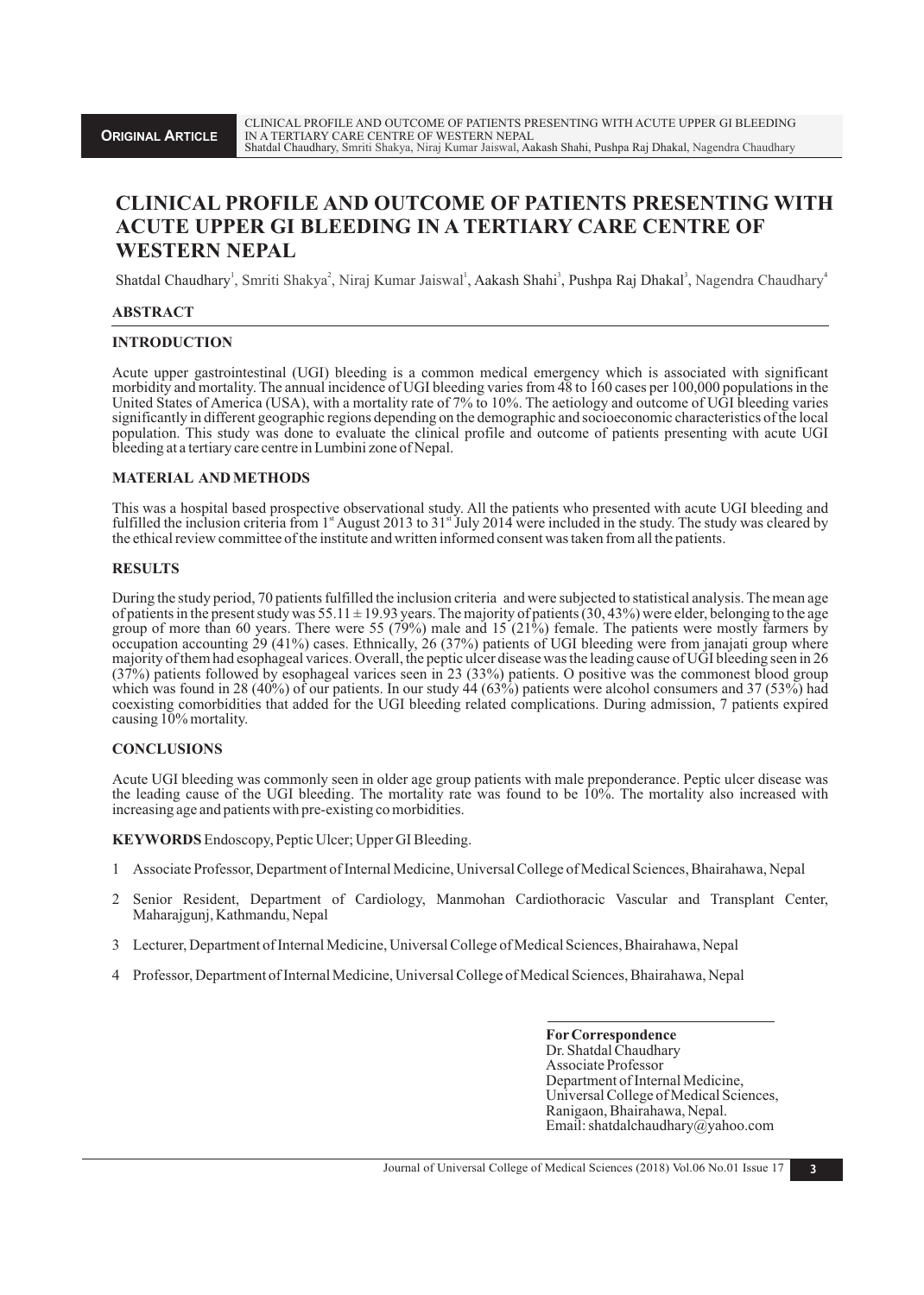# CLINICAL PROFILE AND OUTCOME OF PATIENTS PRESENTING WITH ACUTE UPPER GI BLEEDING IN A TERTIARY CARE CENTRE OF WESTERN NEPAL

Shatdal Chaudhary[1], Smriti Shakya[2], Niraj Kumar Jaiswal[1], Aakash Shahi[3], Pushpa Raj Dhakal[3], Nagendra Chaudhary[4]

## ABSTRACT

### INTRODUCTION

Acute upper gastrointestinal (UGI) bleeding is a common medical emergency which is associated with significant morbidity and mortality. The annual incidence of UGI bleeding varies from 48 to 160 cases per 100,000 populations in the United States of America (USA), with a mortality rate of 7% to 10%. The aetiology and outcome of UGI bleeding varies significantly in different geographic regions depending on the demographic and socioeconomic characteristics of the local population. This study was done to evaluate the clinical profile and outcome of patients presenting with acute UGI bleeding at a tertiary care centre in Lumbini zone of Nepal.

### MATERIAL AND METHODS

This was a hospital based prospective observational study. All the patients who presented with acute UGI bleeding and fulfilled the inclusion criteria from 1st August 2013 to 31st July 2014 were included in the study. The study was cleared by the ethical review committee of the institute and written informed consent was taken from all the patients.

### RESULTS

During the study period, 70 patients fulfilled the inclusion criteria and were subjected to statistical analysis. The mean age of patients in the present study was 55.11 ± 19.93 years. The majority of patients (30, 43%) were elder, belonging to the age group of more than 60 years. There were 55 (79%) male and 15 (21%) female. The patients were mostly farmers by occupation accounting 29 (41%) cases. Ethnically, 26 (37%) patients of UGI bleeding were from janajati group where majority of them had esophageal varices. Overall, the peptic ulcer disease was the leading cause of UGI bleeding seen in 26 (37%) patients followed by esophageal varices seen in 23 (33%) patients. O positive was the commonest blood group which was found in 28 (40%) of our patients. In our study 44 (63%) patients were alcohol consumers and 37 (53%) had coexisting comorbidities that added for the UGI bleeding related complications. During admission, 7 patients expired causing 10% mortality.

### CONCLUSIONS

Acute UGI bleeding was commonly seen in older age group patients with male preponderance. Peptic ulcer disease was the leading cause of the UGI bleeding. The mortality rate was found to be 10%. The mortality also increased with increasing age and patients with pre-existing co morbidities.

**KEYWORDS** Endoscopy, Peptic Ulcer; Upper GI Bleeding.

1 Associate Professor, Department of Internal Medicine, Universal College of Medical Sciences, Bhairahawa, Nepal

2 Senior Resident, Department of Cardiology, Manmohan Cardiothoracic Vascular and Transplant Center, Maharajgunj, Kathmandu, Nepal

3 Lecturer, Department of Internal Medicine, Universal College of Medical Sciences, Bhairahawa, Nepal

4 Professor, Department of Internal Medicine, Universal College of Medical Sciences, Bhairahawa, Nepal

**For Correspondence**
Dr. Shatdal Chaudhary
Associate Professor
Department of Internal Medicine,
Universal College of Medical Sciences,
Ranigaon, Bhairahawa, Nepal.
Email: shatdalchaudhary@yahoo.com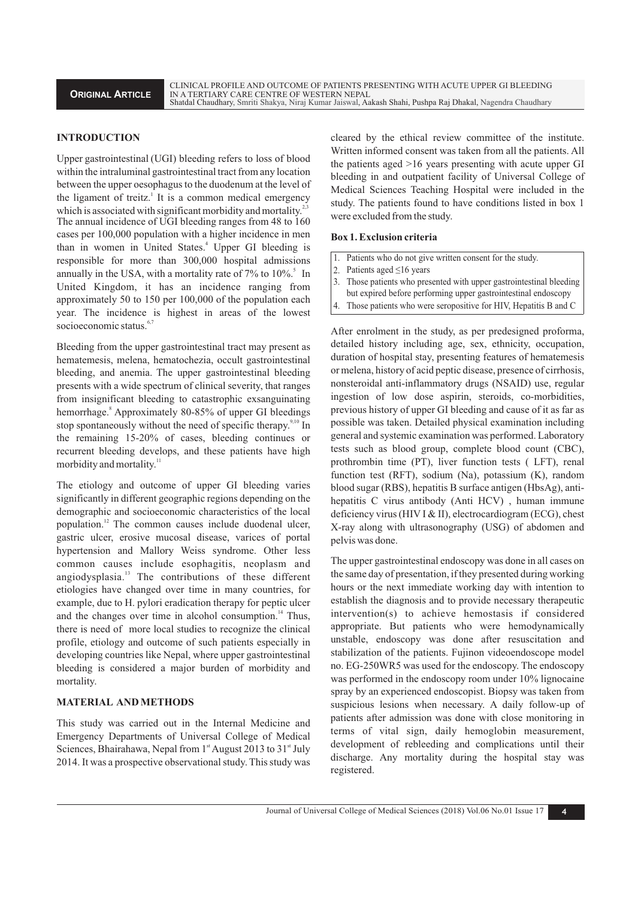## INTRODUCTION

Upper gastrointestinal (UGI) bleeding refers to loss of blood within the intraluminal gastrointestinal tract from any location between the upper oesophagus to the duodenum at the level of the ligament of treitz.[1] It is a common medical emergency which is associated with significant morbidity and mortality.[2,3] The annual incidence of UGI bleeding ranges from 48 to 160 cases per 100,000 population with a higher incidence in men than in women in United States.[4] Upper GI bleeding is responsible for more than 300,000 hospital admissions annually in the USA, with a mortality rate of 7% to 10%.[5] In United Kingdom, it has an incidence ranging from approximately 50 to 150 per 100,000 of the population each year. The incidence is highest in areas of the lowest socioeconomic status.[6,7]

Bleeding from the upper gastrointestinal tract may present as hematemesis, melena, hematochezia, occult gastrointestinal bleeding, and anemia. The upper gastrointestinal bleeding presents with a wide spectrum of clinical severity, that ranges from insignificant bleeding to catastrophic exsanguinating hemorrhage.[8] Approximately 80-85% of upper GI bleedings stop spontaneously without the need of specific therapy.[9,10] In the remaining 15-20% of cases, bleeding continues or recurrent bleeding develops, and these patients have high morbidity and mortality.[11]

The etiology and outcome of upper GI bleeding varies significantly in different geographic regions depending on the demographic and socioeconomic characteristics of the local population.[12] The common causes include duodenal ulcer, gastric ulcer, erosive mucosal disease, varices of portal hypertension and Mallory Weiss syndrome. Other less common causes include esophagitis, neoplasm and angiodysplasia.[13] The contributions of these different etiologies have changed over time in many countries, for example, due to H. pylori eradication therapy for peptic ulcer and the changes over time in alcohol consumption.[14] Thus, there is need of more local studies to recognize the clinical profile, etiology and outcome of such patients especially in developing countries like Nepal, where upper gastrointestinal bleeding is considered a major burden of morbidity and mortality.

## MATERIAL AND METHODS

This study was carried out in the Internal Medicine and Emergency Departments of Universal College of Medical Sciences, Bhairahawa, Nepal from 1st August 2013 to 31st July 2014. It was a prospective observational study. This study was cleared by the ethical review committee of the institute. Written informed consent was taken from all the patients. All the patients aged >16 years presenting with acute upper GI bleeding in and outpatient facility of Universal College of Medical Sciences Teaching Hospital were included in the study. The patients found to have conditions listed in box 1 were excluded from the study.

**Box 1. Exclusion criteria**

1. Patients who do not give written consent for the study.
2. Patients aged ≤16 years
3. Those patients who presented with upper gastrointestinal bleeding but expired before performing upper gastrointestinal endoscopy
4. Those patients who were seropositive for HIV, Hepatitis B and C

After enrolment in the study, as per predesigned proforma, detailed history including age, sex, ethnicity, occupation, duration of hospital stay, presenting features of hematemesis or melena, history of acid peptic disease, presence of cirrhosis, nonsteroidal anti-inflammatory drugs (NSAID) use, regular ingestion of low dose aspirin, steroids, co-morbidities, previous history of upper GI bleeding and cause of it as far as possible was taken. Detailed physical examination including general and systemic examination was performed. Laboratory tests such as blood group, complete blood count (CBC), prothrombin time (PT), liver function tests ( LFT), renal function test (RFT), sodium (Na), potassium (K), random blood sugar (RBS), hepatitis B surface antigen (HbsAg), anti-hepatitis C virus antibody (Anti HCV) , human immune deficiency virus (HIV I & II), electrocardiogram (ECG), chest X-ray along with ultrasonography (USG) of abdomen and pelvis was done.

The upper gastrointestinal endoscopy was done in all cases on the same day of presentation, if they presented during working hours or the next immediate working day with intention to establish the diagnosis and to provide necessary therapeutic intervention(s) to achieve hemostasis if considered appropriate. But patients who were hemodynamically unstable, endoscopy was done after resuscitation and stabilization of the patients. Fujinon videoendoscope model no. EG-250WR5 was used for the endoscopy. The endoscopy was performed in the endoscopy room under 10% lignocaine spray by an experienced endoscopist. Biopsy was taken from suspicious lesions when necessary. A daily follow-up of patients after admission was done with close monitoring in terms of vital sign, daily hemoglobin measurement, development of rebleeding and complications until their discharge. Any mortality during the hospital stay was registered.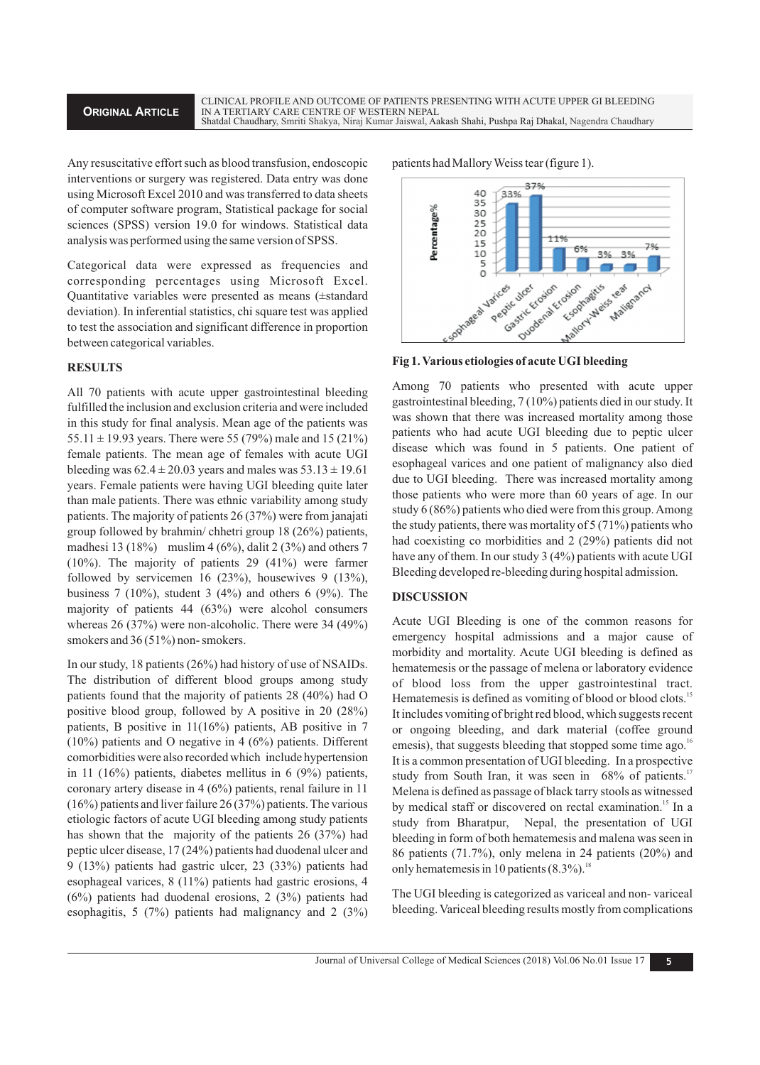Any resuscitative effort such as blood transfusion, endoscopic interventions or surgery was registered. Data entry was done using Microsoft Excel 2010 and was transferred to data sheets of computer software program, Statistical package for social sciences (SPSS) version 19.0 for windows. Statistical data analysis was performed using the same version of SPSS.

Categorical data were expressed as frequencies and corresponding percentages using Microsoft Excel. Quantitative variables were presented as means (±standard deviation). In inferential statistics, chi square test was applied to test the association and significant difference in proportion between categorical variables.

## RESULTS

All 70 patients with acute upper gastrointestinal bleeding fulfilled the inclusion and exclusion criteria and were included in this study for final analysis. Mean age of the patients was 55.11 ± 19.93 years. There were 55 (79%) male and 15 (21%) female patients. The mean age of females with acute UGI bleeding was 62.4 ± 20.03 years and males was 53.13 ± 19.61 years. Female patients were having UGI bleeding quite later than male patients. There was ethnic variability among study patients. The majority of patients 26 (37%) were from janajati group followed by brahmin/ chhetri group 18 (26%) patients, madhesi 13 (18%) muslim 4 (6%), dalit 2 (3%) and others 7 (10%). The majority of patients 29 (41%) were farmer followed by servicemen 16 (23%), housewives 9 (13%), business 7 (10%), student 3 (4%) and others 6 (9%). The majority of patients 44 (63%) were alcohol consumers whereas 26 (37%) were non-alcoholic. There were 34 (49%) smokers and 36 (51%) non- smokers.

In our study, 18 patients (26%) had history of use of NSAIDs. The distribution of different blood groups among study patients found that the majority of patients 28 (40%) had O positive blood group, followed by A positive in 20 (28%) patients, B positive in 11(16%) patients, AB positive in 7 (10%) patients and O negative in 4 (6%) patients. Different comorbidities were also recorded which include hypertension in 11 (16%) patients, diabetes mellitus in 6 (9%) patients, coronary artery disease in 4 (6%) patients, renal failure in 11 (16%) patients and liver failure 26 (37%) patients. The various etiologic factors of acute UGI bleeding among study patients has shown that the majority of the patients 26 (37%) had peptic ulcer disease, 17 (24%) patients had duodenal ulcer and 9 (13%) patients had gastric ulcer, 23 (33%) patients had esophageal varices, 8 (11%) patients had gastric erosions, 4 (6%) patients had duodenal erosions, 2 (3%) patients had esophagitis, 5 (7%) patients had malignancy and 2 (3%) patients had Mallory Weiss tear (figure 1).

**Fig 1. Various etiologies of acute UGI bleeding**

Among 70 patients who presented with acute upper gastrointestinal bleeding, 7 (10%) patients died in our study. It was shown that there was increased mortality among those patients who had acute UGI bleeding due to peptic ulcer disease which was found in 5 patients. One patient of esophageal varices and one patient of malignancy also died due to UGI bleeding. There was increased mortality among those patients who were more than 60 years of age. In our study 6 (86%) patients who died were from this group. Among the study patients, there was mortality of 5 (71%) patients who had coexisting co morbidities and 2 (29%) patients did not have any of them. In our study 3 (4%) patients with acute UGI Bleeding developed re-bleeding during hospital admission.

## DISCUSSION

Acute UGI Bleeding is one of the common reasons for emergency hospital admissions and a major cause of morbidity and mortality. Acute UGI bleeding is defined as hematemesis or the passage of melena or laboratory evidence of blood loss from the upper gastrointestinal tract. Hematemesis is defined as vomiting of blood or blood clots.[15] It includes vomiting of bright red blood, which suggests recent or ongoing bleeding, and dark material (coffee ground emesis), that suggests bleeding that stopped some time ago.[16] It is a common presentation of UGI bleeding. In a prospective study from South Iran, it was seen in 68% of patients.[17] Melena is defined as passage of black tarry stools as witnessed by medical staff or discovered on rectal examination.[15] In a study from Bharatpur, Nepal, the presentation of UGI bleeding in form of both hematemesis and malena was seen in 86 patients (71.7%), only melena in 24 patients (20%) and only hematemesis in 10 patients (8.3%).[18]

The UGI bleeding is categorized as variceal and non- variceal bleeding. Variceal bleeding results mostly from complications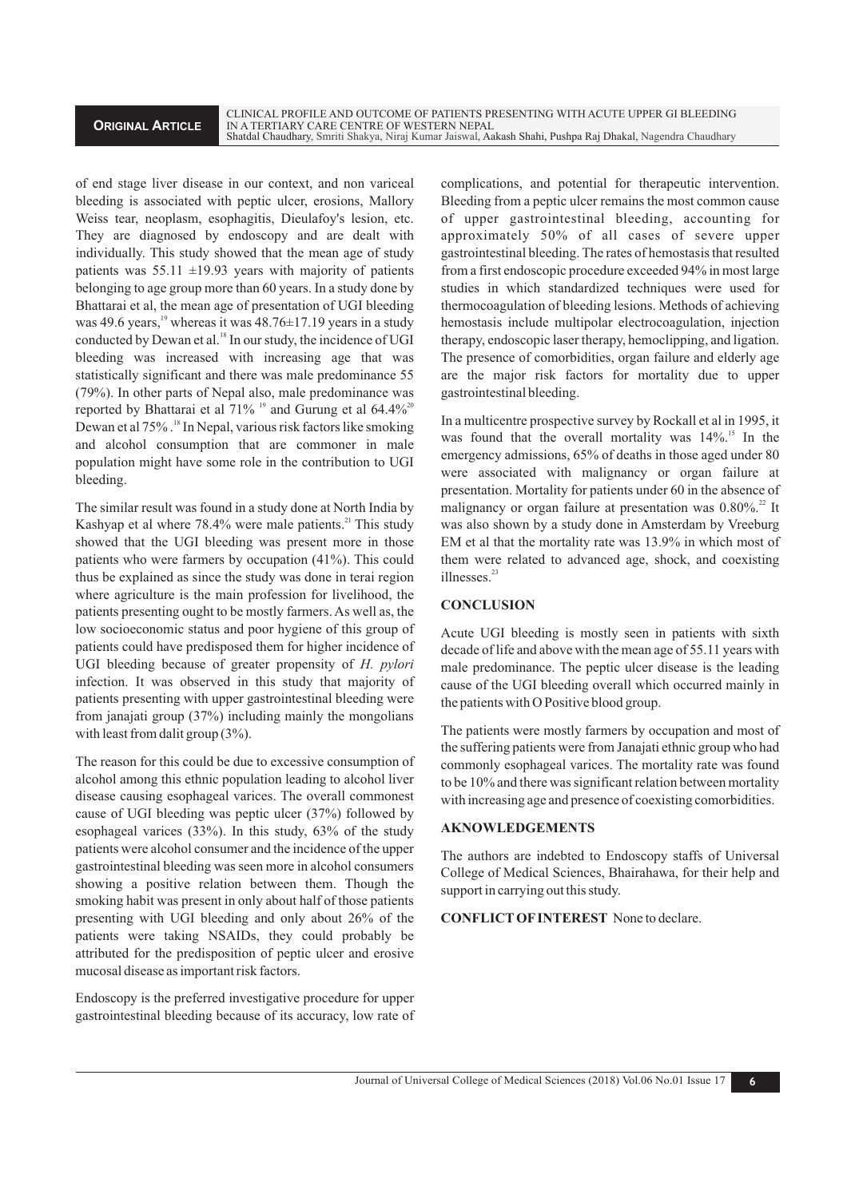of end stage liver disease in our context, and non variceal bleeding is associated with peptic ulcer, erosions, Mallory Weiss tear, neoplasm, esophagitis, Dieulafoy's lesion, etc. They are diagnosed by endoscopy and are dealt with individually. This study showed that the mean age of study patients was 55.11 ±19.93 years with majority of patients belonging to age group more than 60 years. In a study done by Bhattarai et al, the mean age of presentation of UGI bleeding was 49.6 years,[19] whereas it was 48.76±17.19 years in a study conducted by Dewan et al.[18] In our study, the incidence of UGI bleeding was increased with increasing age that was statistically significant and there was male predominance 55 (79%). In other parts of Nepal also, male predominance was reported by Bhattarai et al 71% [19] and Gurung et al 64.4%[20] Dewan et al 75%.[18] In Nepal, various risk factors like smoking and alcohol consumption that are commoner in male population might have some role in the contribution to UGI bleeding.

The similar result was found in a study done at North India by Kashyap et al where 78.4% were male patients.[21] This study showed that the UGI bleeding was present more in those patients who were farmers by occupation (41%). This could thus be explained as since the study was done in terai region where agriculture is the main profession for livelihood, the patients presenting ought to be mostly farmers. As well as, the low socioeconomic status and poor hygiene of this group of patients could have predisposed them for higher incidence of UGI bleeding because of greater propensity of *H. pylori* infection. It was observed in this study that majority of patients presenting with upper gastrointestinal bleeding were from janajati group (37%) including mainly the mongolians with least from dalit group (3%).

The reason for this could be due to excessive consumption of alcohol among this ethnic population leading to alcohol liver disease causing esophageal varices. The overall commonest cause of UGI bleeding was peptic ulcer (37%) followed by esophageal varices (33%). In this study, 63% of the study patients were alcohol consumer and the incidence of the upper gastrointestinal bleeding was seen more in alcohol consumers showing a positive relation between them. Though the smoking habit was present in only about half of those patients presenting with UGI bleeding and only about 26% of the patients were taking NSAIDs, they could probably be attributed for the predisposition of peptic ulcer and erosive mucosal disease as important risk factors.

Endoscopy is the preferred investigative procedure for upper gastrointestinal bleeding because of its accuracy, low rate of complications, and potential for therapeutic intervention. Bleeding from a peptic ulcer remains the most common cause of upper gastrointestinal bleeding, accounting for approximately 50% of all cases of severe upper gastrointestinal bleeding. The rates of hemostasis that resulted from a first endoscopic procedure exceeded 94% in most large studies in which standardized techniques were used for thermocoagulation of bleeding lesions. Methods of achieving hemostasis include multipolar electrocoagulation, injection therapy, endoscopic laser therapy, hemoclipping, and ligation. The presence of comorbidities, organ failure and elderly age are the major risk factors for mortality due to upper gastrointestinal bleeding.

In a multicentre prospective survey by Rockall et al in 1995, it was found that the overall mortality was 14%.[15] In the emergency admissions, 65% of deaths in those aged under 80 were associated with malignancy or organ failure at presentation. Mortality for patients under 60 in the absence of malignancy or organ failure at presentation was 0.80%.[22] It was also shown by a study done in Amsterdam by Vreeburg EM et al that the mortality rate was 13.9% in which most of them were related to advanced age, shock, and coexisting illnesses.[23]

## CONCLUSION

Acute UGI bleeding is mostly seen in patients with sixth decade of life and above with the mean age of 55.11 years with male predominance. The peptic ulcer disease is the leading cause of the UGI bleeding overall which occurred mainly in the patients with O Positive blood group.

The patients were mostly farmers by occupation and most of the suffering patients were from Janajati ethnic group who had commonly esophageal varices. The mortality rate was found to be 10% and there was significant relation between mortality with increasing age and presence of coexisting comorbidities.

## AKNOWLEDGEMENTS

The authors are indebted to Endoscopy staffs of Universal College of Medical Sciences, Bhairahawa, for their help and support in carrying out this study.

**CONFLICT OF INTEREST** None to declare.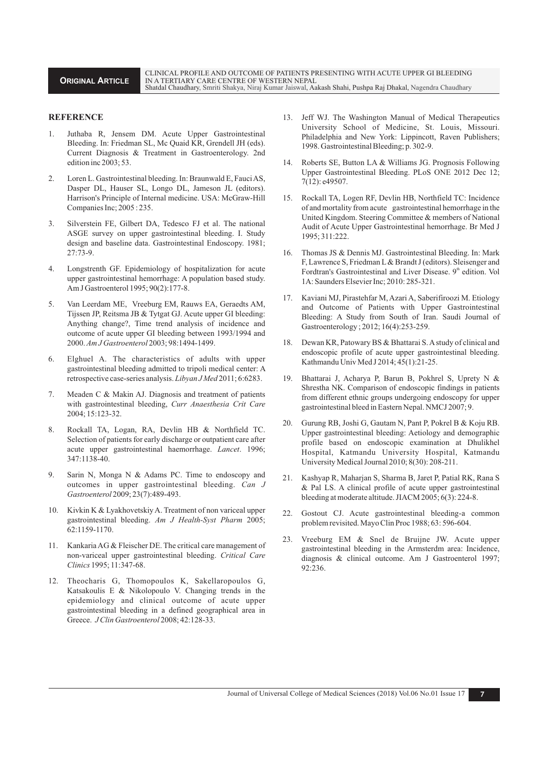## REFERENCE

1. Juthaba R, Jensem DM. Acute Upper Gastrointestinal Bleeding. In: Friedman SL, Mc Quaid KR, Grendell JH (eds). Current Diagnosis & Treatment in Gastroenterology. 2nd edition inc 2003; 53.

2. Loren L. Gastrointestinal bleeding. In: Braunwald E, Fauci AS, Dasper DL, Hauser SL, Longo DL, Jameson JL (editors). Harrison's Principle of Internal medicine. USA: McGraw-Hill Companies Inc; 2005 : 235.

3. Silverstein FE, Gilbert DA, Tedesco FJ et al. The national ASGE survey on upper gastrointestinal bleeding. I. Study design and baseline data. Gastrointestinal Endoscopy. 1981; 27:73-9.

4. Longstrenth GF. Epidemiology of hospitalization for acute upper gastrointestinal hemorrhage: A population based study. Am J Gastroenterol 1995; 90(2):177-8.

5. Van Leerdam ME, Vreeburg EM, Rauws EA, Geraedts AM, Tijssen JP, Reitsma JB & Tytgat GJ. Acute upper GI bleeding: Anything change?, Time trend analysis of incidence and outcome of acute upper GI bleeding between 1993/1994 and 2000. *Am J Gastroenterol* 2003; 98:1494-1499.

6. Elghuel A. The characteristics of adults with upper gastrointestinal bleeding admitted to tripoli medical center: A retrospective case-series analysis. *Libyan J Med* 2011; 6:6283.

7. Meaden C & Makin AJ. Diagnosis and treatment of patients with gastrointestinal bleeding, *Curr Anaesthesia Crit Care* 2004; 15:123-32.

8. Rockall TA, Logan, RA, Devlin HB & Northfield TC. Selection of patients for early discharge or outpatient care after acute upper gastrointestinal haemorrhage. *Lancet*. 1996; 347:1138-40.

9. Sarin N, Monga N & Adams PC. Time to endoscopy and outcomes in upper gastrointestinal bleeding. *Can J Gastroenterol* 2009; 23(7):489-493.

10. Kivkin K & Lyakhovetskiy A. Treatment of non variceal upper gastrointestinal bleeding. *Am J Health-Syst Pharm* 2005; 62:1159-1170.

11. Kankaria AG & Fleischer DE. The critical care management of non-variceal upper gastrointestinal bleeding. *Critical Care Clinics* 1995; 11:347-68.

12. Theocharis G, Thomopoulos K, Sakellaropoulos G, Katsakoulis E & Nikolopoulo V. Changing trends in the epidemiology and clinical outcome of acute upper gastrointestinal bleeding in a defined geographical area in Greece. *J Clin Gastroenterol* 2008; 42:128-33.

13. Jeff WJ. The Washington Manual of Medical Therapeutics University School of Medicine, St. Louis, Missouri. Philadelphia and New York: Lippincott, Raven Publishers; 1998. Gastrointestinal Bleeding; p. 302-9.

14. Roberts SE, Button LA & Williams JG. Prognosis Following Upper Gastrointestinal Bleeding. PLoS ONE 2012 Dec 12; 7(12): e49507.

15. Rockall TA, Logen RF, Devlin HB, Northfield TC: Incidence of and mortality from acute gastrointestinal hemorrhage in the United Kingdom. Steering Committee & members of National Audit of Acute Upper Gastrointestinal hemorrhage. Br Med J 1995; 311:222.

16. Thomas JS & Dennis MJ. Gastrointestinal Bleeding. In: Mark F, Lawrence S, Friedman L & Brandt J (editors). Sleisenger and Fordtran's Gastrointestinal and Liver Disease. 9th edition. Vol 1A: Saunders Elsevier Inc; 2010: 285-321.

17. Kaviani MJ, Pirastehfar M, Azari A, Saberifiroozi M. Etiology and Outcome of Patients with Upper Gastrointestinal Bleeding: A Study from South of Iran. Saudi Journal of Gastroenterology ; 2012; 16(4):253-259.

18. Dewan KR, Patowary BS & Bhattarai S. A study of clinical and endoscopic profile of acute upper gastrointestinal bleeding. Kathmandu Univ Med J 2014; 45(1):21-25.

19. Bhattarai J, Acharya P, Barun B, Pokhrel S, Uprety N & Shrestha NK. Comparison of endoscopic findings in patients from different ethnic groups undergoing endoscopy for upper gastrointestinal bleed in Eastern Nepal. NMCJ 2007; 9.

20. Gurung RB, Joshi G, Gautam N, Pant P, Pokrel B & Koju RB. Upper gastrointestinal bleeding: Aetiology and demographic profile based on endoscopic examination at Dhulikhel Hospital, Katmandu University Hospital, Katmandu University Medical Journal 2010; 8(30): 208-211.

21. Kashyap R, Maharjan S, Sharma B, Jaret P, Patial RK, Rana S & Pal LS. A clinical profile of acute upper gastrointestinal bleeding at moderate altitude. JIACM 2005; 6(3): 224-8.

22. Gostout CJ. Acute gastrointestinal bleeding-a common problem revisited. Mayo Clin Proc 1988; 63: 596-604.

23. Vreeburg EM & Snel de Bruijne JW. Acute upper gastrointestinal bleeding in the Armsterdm area: Incidence, diagnosis & clinical outcome. Am J Gastroenterol 1997; 92:236.